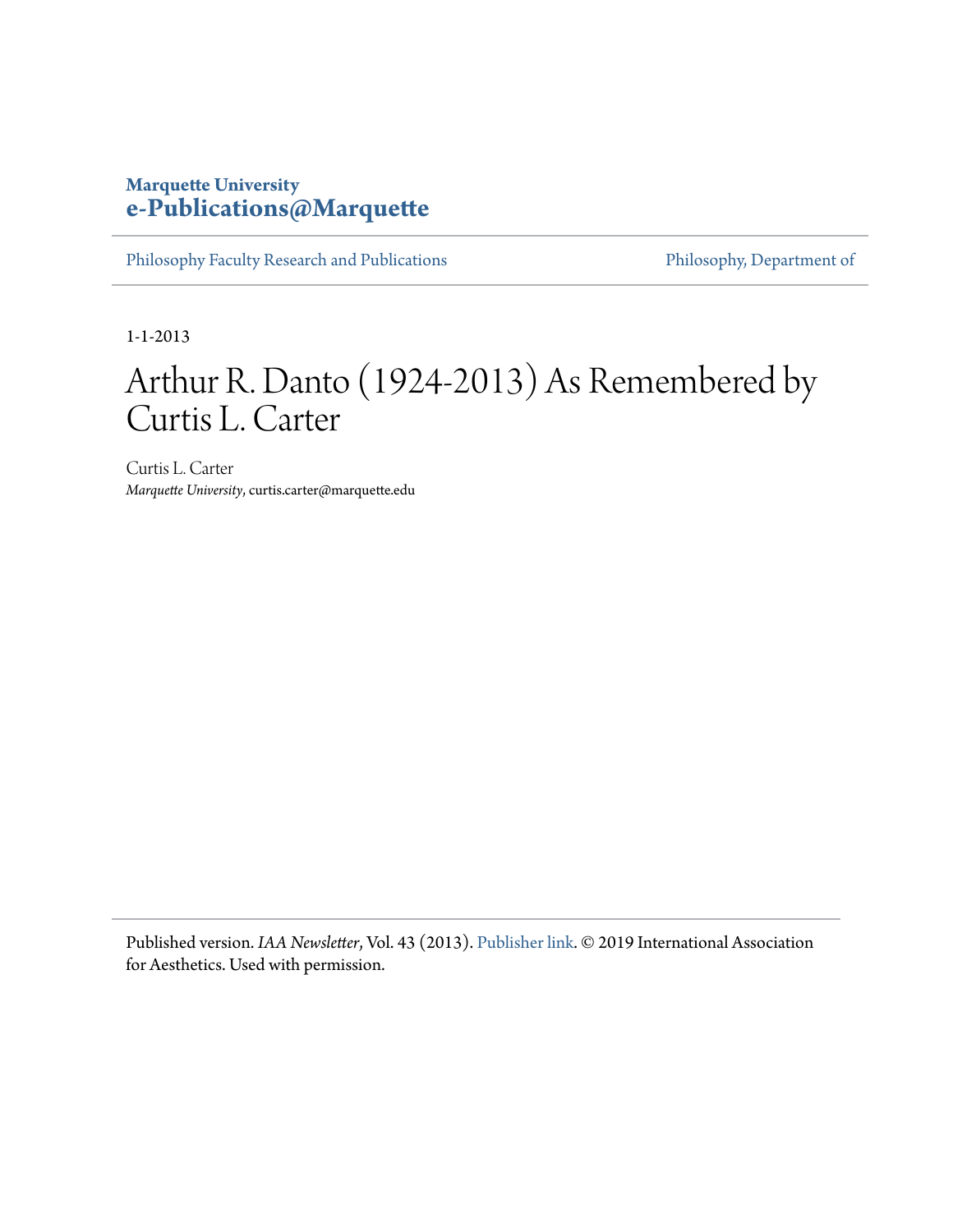**Marquette University**
**e-Publications@Marquette**

Philosophy Faculty Research and Publications | Philosophy, Department of

1-1-2013

# Arthur R. Danto (1924-2013) As Remembered by Curtis L. Carter

Curtis L. Carter
*Marquette University*, curtis.carter@marquette.edu

Published version. *IAA Newsletter*, Vol. 43 (2013). Publisher link. © 2019 International Association for Aesthetics. Used with permission.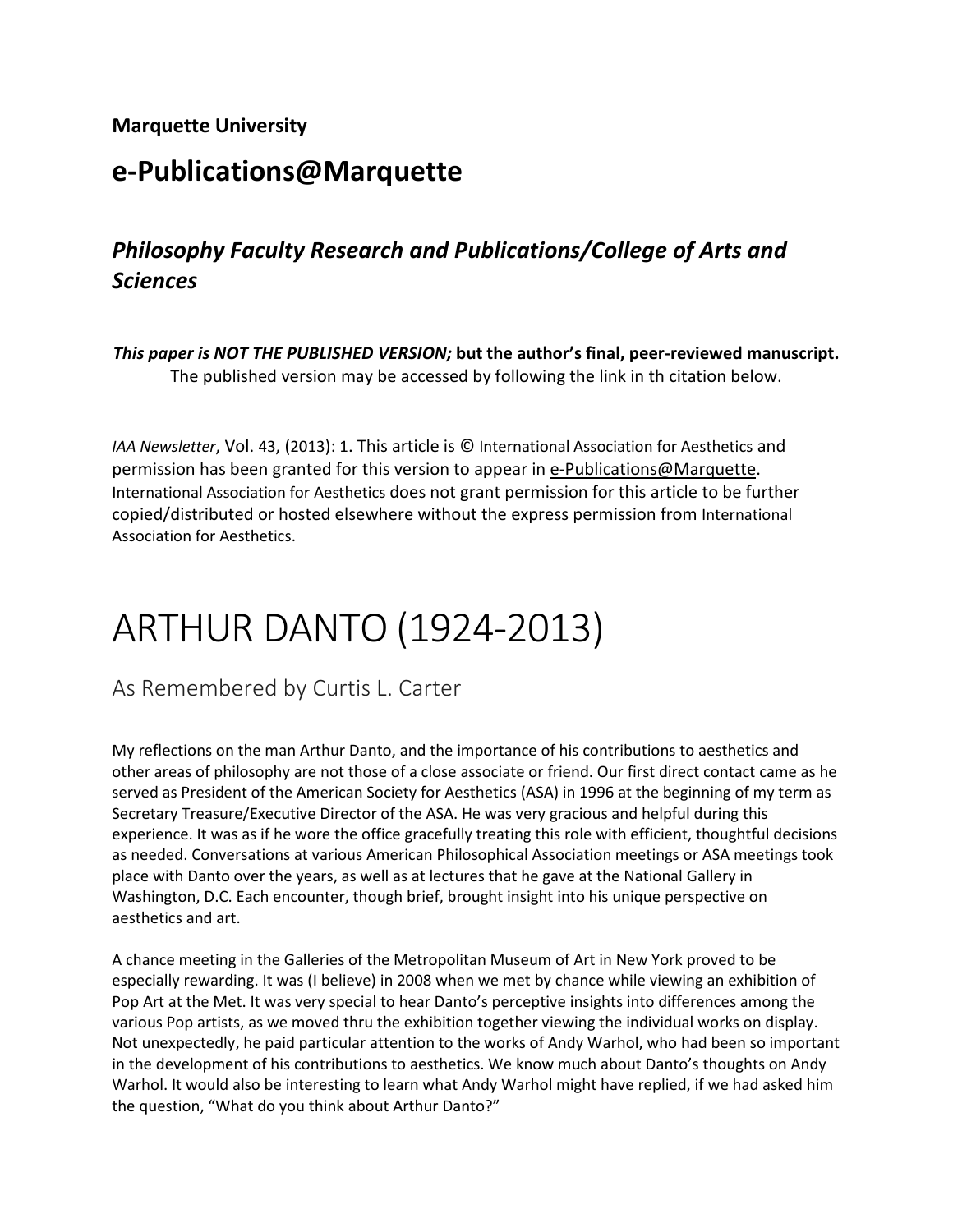**Marquette University**

## e-Publications@Marquette

### *Philosophy Faculty Research and Publications/College of Arts and Sciences*

***This paper is NOT THE PUBLISHED VERSION;* but the author's final, peer-reviewed manuscript.** The published version may be accessed by following the link in th citation below.

*IAA Newsletter*, Vol. 43, (2013): 1. This article is © International Association for Aesthetics and permission has been granted for this version to appear in e-Publications@Marquette. International Association for Aesthetics does not grant permission for this article to be further copied/distributed or hosted elsewhere without the express permission from International Association for Aesthetics.

# ARTHUR DANTO (1924-2013)

As Remembered by Curtis L. Carter

My reflections on the man Arthur Danto, and the importance of his contributions to aesthetics and other areas of philosophy are not those of a close associate or friend. Our first direct contact came as he served as President of the American Society for Aesthetics (ASA) in 1996 at the beginning of my term as Secretary Treasure/Executive Director of the ASA. He was very gracious and helpful during this experience. It was as if he wore the office gracefully treating this role with efficient, thoughtful decisions as needed. Conversations at various American Philosophical Association meetings or ASA meetings took place with Danto over the years, as well as at lectures that he gave at the National Gallery in Washington, D.C. Each encounter, though brief, brought insight into his unique perspective on aesthetics and art.

A chance meeting in the Galleries of the Metropolitan Museum of Art in New York proved to be especially rewarding. It was (I believe) in 2008 when we met by chance while viewing an exhibition of Pop Art at the Met. It was very special to hear Danto's perceptive insights into differences among the various Pop artists, as we moved thru the exhibition together viewing the individual works on display. Not unexpectedly, he paid particular attention to the works of Andy Warhol, who had been so important in the development of his contributions to aesthetics. We know much about Danto's thoughts on Andy Warhol. It would also be interesting to learn what Andy Warhol might have replied, if we had asked him the question, "What do you think about Arthur Danto?"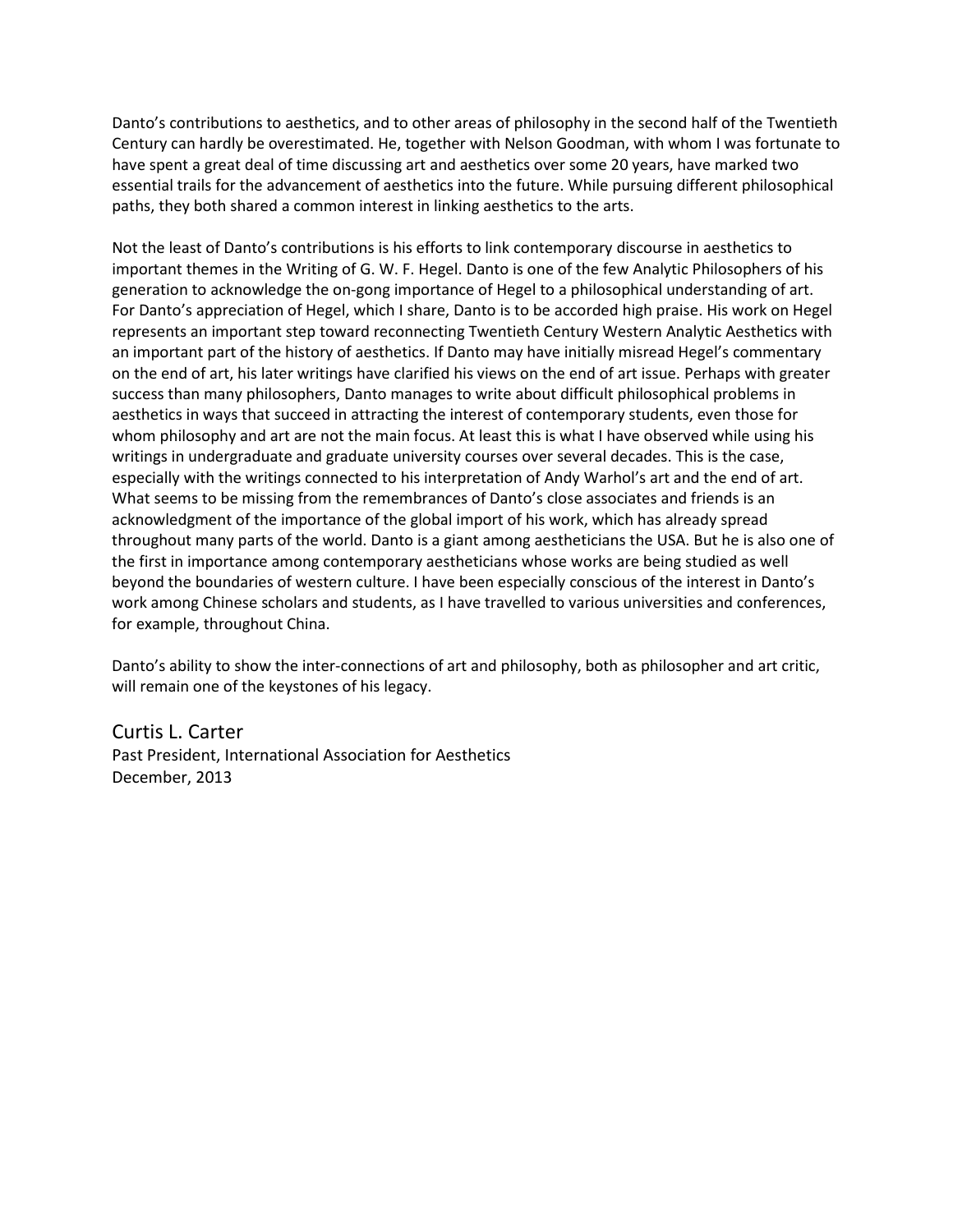Danto's contributions to aesthetics, and to other areas of philosophy in the second half of the Twentieth Century can hardly be overestimated. He, together with Nelson Goodman, with whom I was fortunate to have spent a great deal of time discussing art and aesthetics over some 20 years, have marked two essential trails for the advancement of aesthetics into the future. While pursuing different philosophical paths, they both shared a common interest in linking aesthetics to the arts.

Not the least of Danto's contributions is his efforts to link contemporary discourse in aesthetics to important themes in the Writing of G. W. F. Hegel. Danto is one of the few Analytic Philosophers of his generation to acknowledge the on-gong importance of Hegel to a philosophical understanding of art. For Danto's appreciation of Hegel, which I share, Danto is to be accorded high praise. His work on Hegel represents an important step toward reconnecting Twentieth Century Western Analytic Aesthetics with an important part of the history of aesthetics. If Danto may have initially misread Hegel's commentary on the end of art, his later writings have clarified his views on the end of art issue. Perhaps with greater success than many philosophers, Danto manages to write about difficult philosophical problems in aesthetics in ways that succeed in attracting the interest of contemporary students, even those for whom philosophy and art are not the main focus. At least this is what I have observed while using his writings in undergraduate and graduate university courses over several decades. This is the case, especially with the writings connected to his interpretation of Andy Warhol's art and the end of art. What seems to be missing from the remembrances of Danto's close associates and friends is an acknowledgment of the importance of the global import of his work, which has already spread throughout many parts of the world. Danto is a giant among aestheticians the USA. But he is also one of the first in importance among contemporary aestheticians whose works are being studied as well beyond the boundaries of western culture. I have been especially conscious of the interest in Danto's work among Chinese scholars and students, as I have travelled to various universities and conferences, for example, throughout China.

Danto's ability to show the inter-connections of art and philosophy, both as philosopher and art critic, will remain one of the keystones of his legacy.

Curtis L. Carter
Past President, International Association for Aesthetics
December, 2013